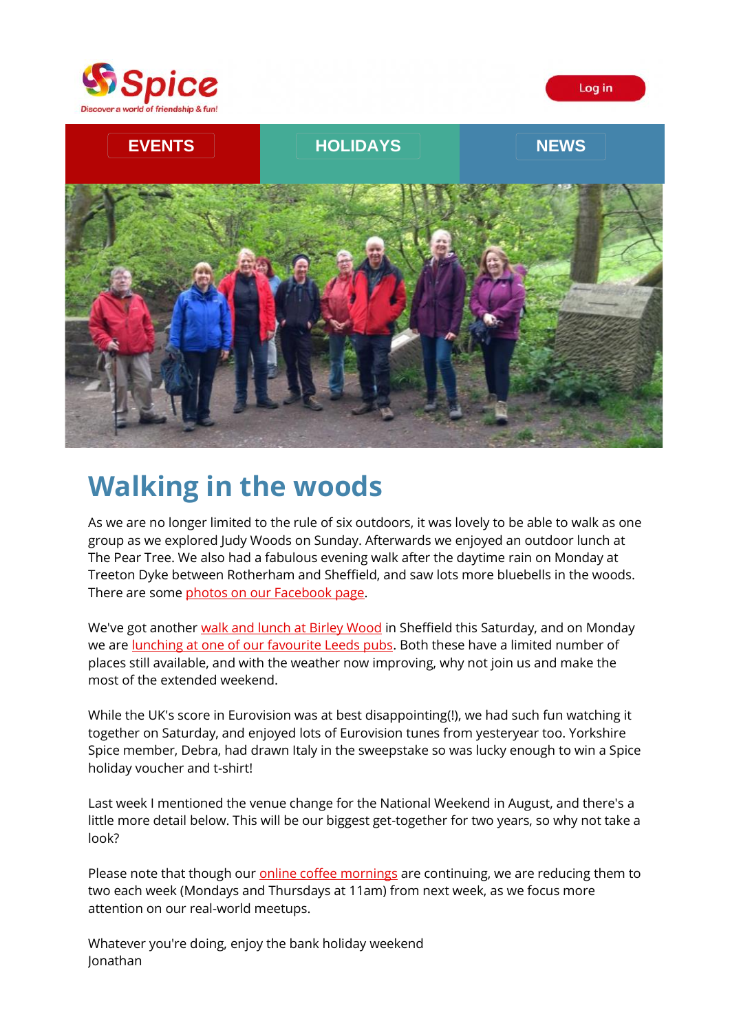Log in

EVENTS | HOLIDAYS | NEWS

# Walking in the woods

As we are no longer limited to the rule of six outdoors, it was lovely to be able to walk as one group as we explored Judy Woods on Sunday. Afterwards we enjoyed an outdoor lunch at The Pear Tree. We also had a fabulous evening walk after the daytime rain on Monday at Treeton Dyke between Rotherham and Sheffield, and saw lots more bluebells in the woods. There are some photos on our Facebook page.

We've got another walk and lunch at Birley Wood in Sheffield this Saturday, and on Monday we are lunching at one of our favourite Leeds pubs. Both these have a limited number of places still available, and with the weather now improving, why not join us and make the most of the extended weekend.

While the UK's score in Eurovision was at best disappointing(!), we had such fun watching it together on Saturday, and enjoyed lots of Eurovision tunes from yesteryear too. Yorkshire Spice member, Debra, had drawn Italy in the sweepstake so was lucky enough to win a Spice holiday voucher and t-shirt!

Last week I mentioned the venue change for the National Weekend in August, and there's a little more detail below. This will be our biggest get-together for two years, so why not take a look?

Please note that though our online coffee mornings are continuing, we are reducing them to two each week (Mondays and Thursdays at 11am) from next week, as we focus more attention on our real-world meetups.

Whatever you're doing, enjoy the bank holiday weekend
Jonathan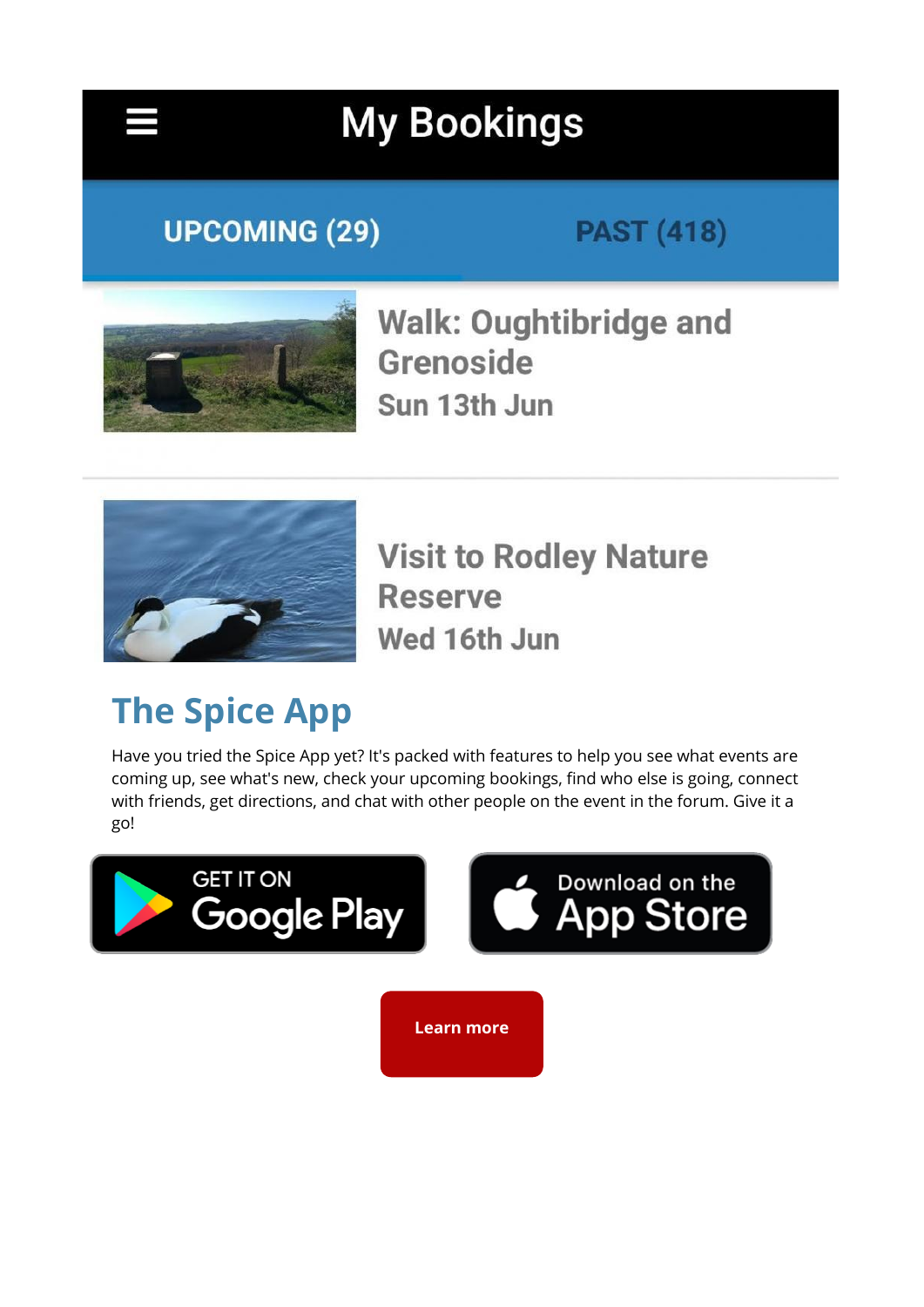My Bookings

UPCOMING (29) PAST (418)

Walk: Oughtibridge and Grenoside
Sun 13th Jun

Visit to Rodley Nature Reserve
Wed 16th Jun

## The Spice App

Have you tried the Spice App yet? It's packed with features to help you see what events are coming up, see what's new, check your upcoming bookings, find who else is going, connect with friends, get directions, and chat with other people on the event in the forum. Give it a go!

GET IT ON Google Play

Download on the App Store

Learn more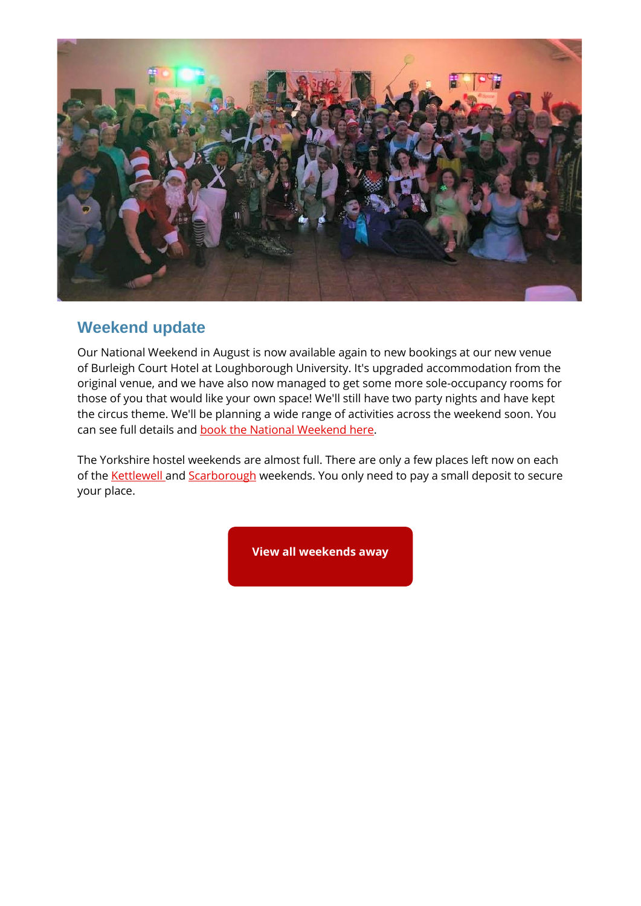## Weekend update

Our National Weekend in August is now available again to new bookings at our new venue of Burleigh Court Hotel at Loughborough University. It's upgraded accommodation from the original venue, and we have also now managed to get some more sole-occupancy rooms for those of you that would like your own space! We'll still have two party nights and have kept the circus theme. We'll be planning a wide range of activities across the weekend soon. You can see full details and book the National Weekend here.

The Yorkshire hostel weekends are almost full. There are only a few places left now on each of the Kettlewell and Scarborough weekends. You only need to pay a small deposit to secure your place.

**View all weekends away**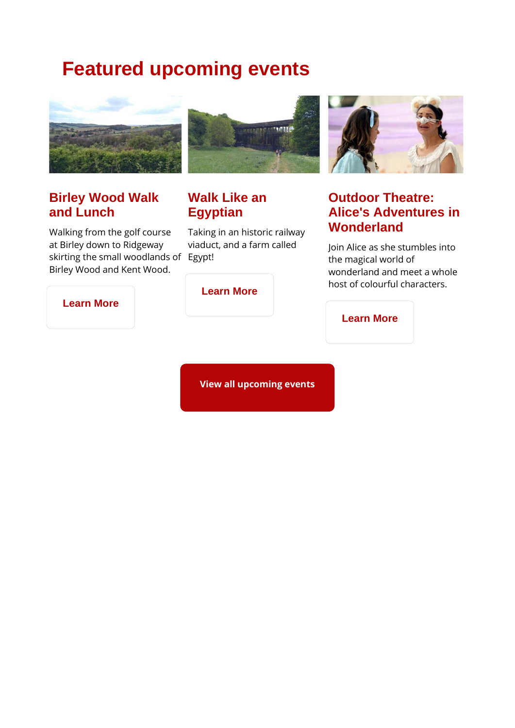# Featured upcoming events

### Birley Wood Walk and Lunch

Walking from the golf course at Birley down to Ridgeway skirting the small woodlands of Birley Wood and Kent Wood.

Learn More

### Walk Like an Egyptian

Taking in an historic railway viaduct, and a farm called Egypt!

Learn More

### Outdoor Theatre: Alice's Adventures in Wonderland

Join Alice as she stumbles into the magical world of wonderland and meet a whole host of colourful characters.

Learn More

View all upcoming events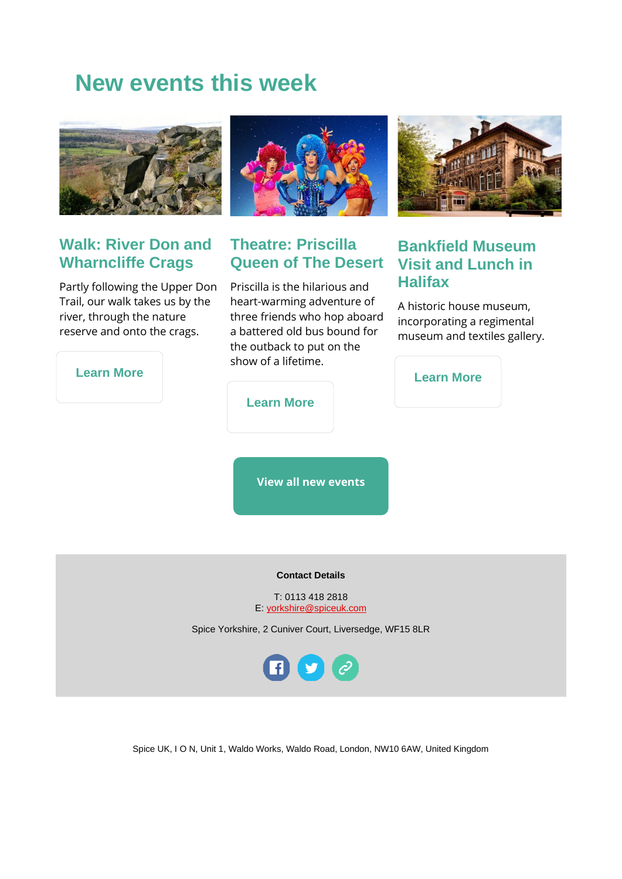# New events this week

### Walk: River Don and Wharncliffe Crags

Partly following the Upper Don Trail, our walk takes us by the river, through the nature reserve and onto the crags.

Learn More

### Theatre: Priscilla Queen of The Desert

Priscilla is the hilarious and heart-warming adventure of three friends who hop aboard a battered old bus bound for the outback to put on the show of a lifetime.

Learn More

### Bankfield Museum Visit and Lunch in Halifax

A historic house museum, incorporating a regimental museum and textiles gallery.

Learn More

View all new events

**Contact Details**

T: 0113 418 2818
E: yorkshire@spiceuk.com

Spice Yorkshire, 2 Cuniver Court, Liversedge, WF15 8LR

Spice UK, I O N, Unit 1, Waldo Works, Waldo Road, London, NW10 6AW, United Kingdom